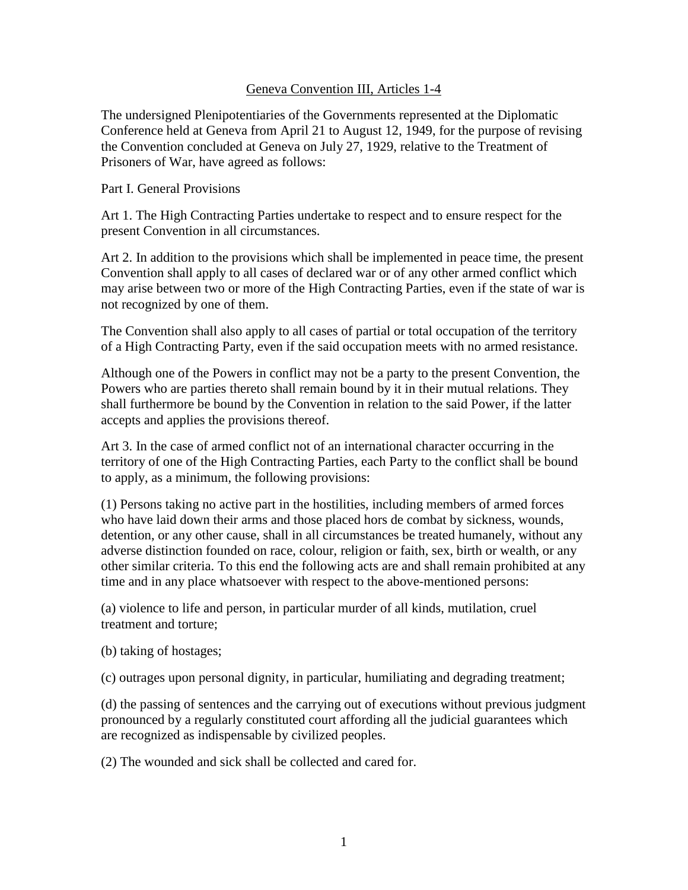# Geneva Convention III, Articles 1-4

The undersigned Plenipotentiaries of the Governments represented at the Diplomatic Conference held at Geneva from April 21 to August 12, 1949, for the purpose of revising the Convention concluded at Geneva on July 27, 1929, relative to the Treatment of Prisoners of War, have agreed as follows:

## Part I. General Provisions

Art 1. The High Contracting Parties undertake to respect and to ensure respect for the present Convention in all circumstances.

Art 2. In addition to the provisions which shall be implemented in peace time, the present Convention shall apply to all cases of declared war or of any other armed conflict which may arise between two or more of the High Contracting Parties, even if the state of war is not recognized by one of them.

The Convention shall also apply to all cases of partial or total occupation of the territory of a High Contracting Party, even if the said occupation meets with no armed resistance.

Although one of the Powers in conflict may not be a party to the present Convention, the Powers who are parties thereto shall remain bound by it in their mutual relations. They shall furthermore be bound by the Convention in relation to the said Power, if the latter accepts and applies the provisions thereof.

Art 3. In the case of armed conflict not of an international character occurring in the territory of one of the High Contracting Parties, each Party to the conflict shall be bound to apply, as a minimum, the following provisions:

(1) Persons taking no active part in the hostilities, including members of armed forces who have laid down their arms and those placed hors de combat by sickness, wounds, detention, or any other cause, shall in all circumstances be treated humanely, without any adverse distinction founded on race, colour, religion or faith, sex, birth or wealth, or any other similar criteria. To this end the following acts are and shall remain prohibited at any time and in any place whatsoever with respect to the above-mentioned persons:

(a) violence to life and person, in particular murder of all kinds, mutilation, cruel treatment and torture;

(b) taking of hostages;

(c) outrages upon personal dignity, in particular, humiliating and degrading treatment;

(d) the passing of sentences and the carrying out of executions without previous judgment pronounced by a regularly constituted court affording all the judicial guarantees which are recognized as indispensable by civilized peoples.

(2) The wounded and sick shall be collected and cared for.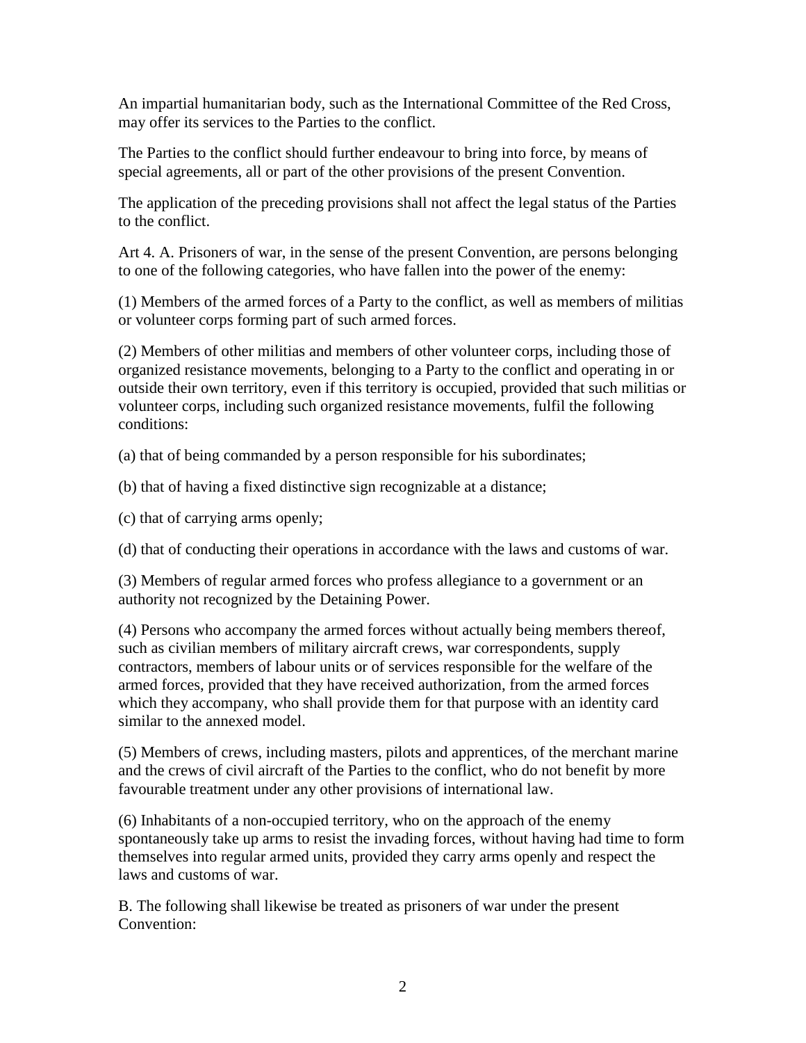An impartial humanitarian body, such as the International Committee of the Red Cross, may offer its services to the Parties to the conflict.

The Parties to the conflict should further endeavour to bring into force, by means of special agreements, all or part of the other provisions of the present Convention.

The application of the preceding provisions shall not affect the legal status of the Parties to the conflict.

Art 4. A. Prisoners of war, in the sense of the present Convention, are persons belonging to one of the following categories, who have fallen into the power of the enemy:

(1) Members of the armed forces of a Party to the conflict, as well as members of militias or volunteer corps forming part of such armed forces.

(2) Members of other militias and members of other volunteer corps, including those of organized resistance movements, belonging to a Party to the conflict and operating in or outside their own territory, even if this territory is occupied, provided that such militias or volunteer corps, including such organized resistance movements, fulfil the following conditions:

(a) that of being commanded by a person responsible for his subordinates;

(b) that of having a fixed distinctive sign recognizable at a distance;

(c) that of carrying arms openly;

(d) that of conducting their operations in accordance with the laws and customs of war.

(3) Members of regular armed forces who profess allegiance to a government or an authority not recognized by the Detaining Power.

(4) Persons who accompany the armed forces without actually being members thereof, such as civilian members of military aircraft crews, war correspondents, supply contractors, members of labour units or of services responsible for the welfare of the armed forces, provided that they have received authorization, from the armed forces which they accompany, who shall provide them for that purpose with an identity card similar to the annexed model.

(5) Members of crews, including masters, pilots and apprentices, of the merchant marine and the crews of civil aircraft of the Parties to the conflict, who do not benefit by more favourable treatment under any other provisions of international law.

(6) Inhabitants of a non-occupied territory, who on the approach of the enemy spontaneously take up arms to resist the invading forces, without having had time to form themselves into regular armed units, provided they carry arms openly and respect the laws and customs of war.

B. The following shall likewise be treated as prisoners of war under the present Convention: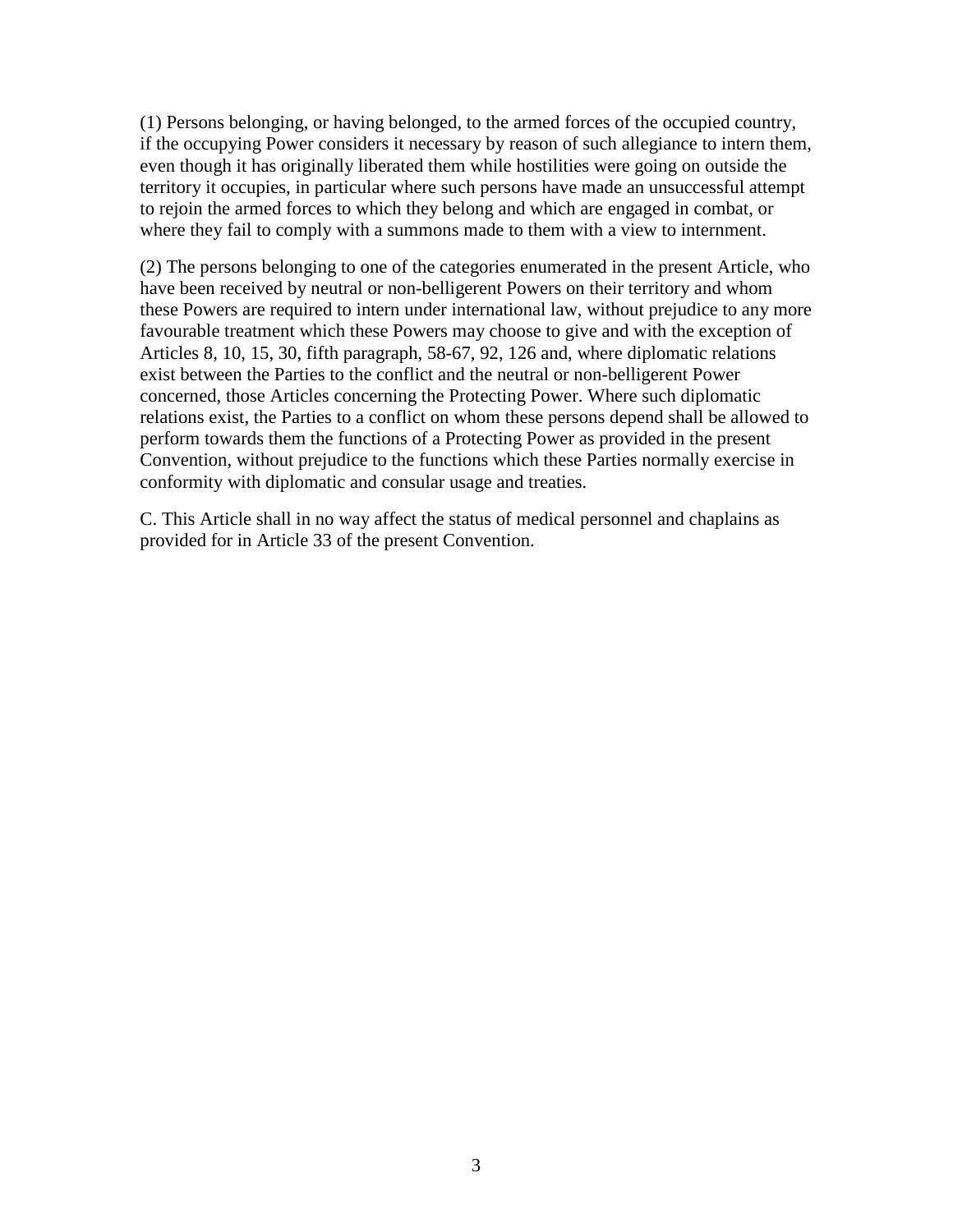(1) Persons belonging, or having belonged, to the armed forces of the occupied country, if the occupying Power considers it necessary by reason of such allegiance to intern them, even though it has originally liberated them while hostilities were going on outside the territory it occupies, in particular where such persons have made an unsuccessful attempt to rejoin the armed forces to which they belong and which are engaged in combat, or where they fail to comply with a summons made to them with a view to internment.

(2) The persons belonging to one of the categories enumerated in the present Article, who have been received by neutral or non-belligerent Powers on their territory and whom these Powers are required to intern under international law, without prejudice to any more favourable treatment which these Powers may choose to give and with the exception of Articles 8, 10, 15, 30, fifth paragraph, 58-67, 92, 126 and, where diplomatic relations exist between the Parties to the conflict and the neutral or non-belligerent Power concerned, those Articles concerning the Protecting Power. Where such diplomatic relations exist, the Parties to a conflict on whom these persons depend shall be allowed to perform towards them the functions of a Protecting Power as provided in the present Convention, without prejudice to the functions which these Parties normally exercise in conformity with diplomatic and consular usage and treaties.

C. This Article shall in no way affect the status of medical personnel and chaplains as provided for in Article 33 of the present Convention.